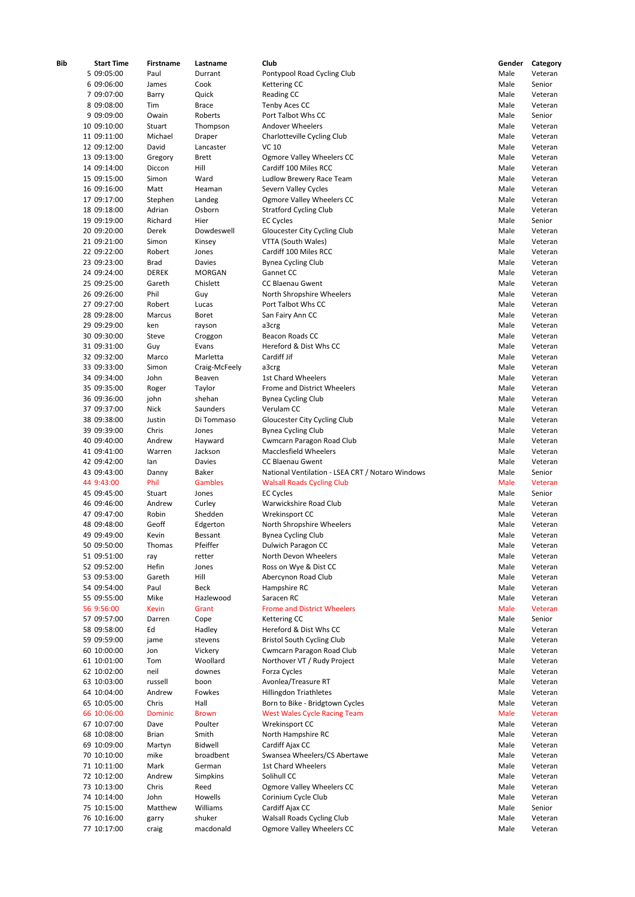| Bib | Start Time | Firstname | Lastname | Club | Gender | Category |
|---|---|---|---|---|---|---|
| 5 | 09:05:00 | Paul | Durrant | Pontypool Road Cycling Club | Male | Veteran |
| 6 | 09:06:00 | James | Cook | Kettering CC | Male | Senior |
| 7 | 09:07:00 | Barry | Quick | Reading CC | Male | Veteran |
| 8 | 09:08:00 | Tim | Brace | Tenby Aces CC | Male | Veteran |
| 9 | 09:09:00 | Owain | Roberts | Port Talbot Whs CC | Male | Senior |
| 10 | 09:10:00 | Stuart | Thompson | Andover Wheelers | Male | Veteran |
| 11 | 09:11:00 | Michael | Draper | Charlotteville Cycling Club | Male | Veteran |
| 12 | 09:12:00 | David | Lancaster | VC 10 | Male | Veteran |
| 13 | 09:13:00 | Gregory | Brett | Ogmore Valley Wheelers CC | Male | Veteran |
| 14 | 09:14:00 | Diccon | Hill | Cardiff 100 Miles RCC | Male | Veteran |
| 15 | 09:15:00 | Simon | Ward | Ludlow Brewery Race Team | Male | Veteran |
| 16 | 09:16:00 | Matt | Heaman | Severn Valley Cycles | Male | Veteran |
| 17 | 09:17:00 | Stephen | Landeg | Ogmore Valley Wheelers CC | Male | Veteran |
| 18 | 09:18:00 | Adrian | Osborn | Stratford Cycling Club | Male | Veteran |
| 19 | 09:19:00 | Richard | Hier | EC Cycles | Male | Senior |
| 20 | 09:20:00 | Derek | Dowdeswell | Gloucester City Cycling Club | Male | Veteran |
| 21 | 09:21:00 | Simon | Kinsey | VTTA (South Wales) | Male | Veteran |
| 22 | 09:22:00 | Robert | Jones | Cardiff 100 Miles RCC | Male | Veteran |
| 23 | 09:23:00 | Brad | Davies | Bynea Cycling Club | Male | Veteran |
| 24 | 09:24:00 | DEREK | MORGAN | Gannet CC | Male | Veteran |
| 25 | 09:25:00 | Gareth | Chislett | CC Blaenau Gwent | Male | Veteran |
| 26 | 09:26:00 | Phil | Guy | North Shropshire Wheelers | Male | Veteran |
| 27 | 09:27:00 | Robert | Lucas | Port Talbot Whs CC | Male | Veteran |
| 28 | 09:28:00 | Marcus | Boret | San Fairy Ann CC | Male | Veteran |
| 29 | 09:29:00 | ken | rayson | a3crg | Male | Veteran |
| 30 | 09:30:00 | Steve | Croggon | Beacon Roads CC | Male | Veteran |
| 31 | 09:31:00 | Guy | Evans | Hereford & Dist Whs CC | Male | Veteran |
| 32 | 09:32:00 | Marco | Marletta | Cardiff Jif | Male | Veteran |
| 33 | 09:33:00 | Simon | Craig-McFeely | a3crg | Male | Veteran |
| 34 | 09:34:00 | John | Beaven | 1st Chard Wheelers | Male | Veteran |
| 35 | 09:35:00 | Roger | Taylor | Frome and District Wheelers | Male | Veteran |
| 36 | 09:36:00 | john | shehan | Bynea Cycling Club | Male | Veteran |
| 37 | 09:37:00 | Nick | Saunders | Verulam CC | Male | Veteran |
| 38 | 09:38:00 | Justin | Di Tommaso | Gloucester City Cycling Club | Male | Veteran |
| 39 | 09:39:00 | Chris | Jones | Bynea Cycling Club | Male | Veteran |
| 40 | 09:40:00 | Andrew | Hayward | Cwmcarn Paragon Road Club | Male | Veteran |
| 41 | 09:41:00 | Warren | Jackson | Macclesfield Wheelers | Male | Veteran |
| 42 | 09:42:00 | Ian | Davies | CC Blaenau Gwent | Male | Veteran |
| 43 | 09:43:00 | Danny | Baker | National Ventilation - LSEA CRT / Notaro Windows | Male | Senior |
| 44 | 9:43:00 | Phil | Gambles | Walsall Roads Cycling Club | Male | Veteran |
| 45 | 09:45:00 | Stuart | Jones | EC Cycles | Male | Senior |
| 46 | 09:46:00 | Andrew | Curley | Warwickshire Road Club | Male | Veteran |
| 47 | 09:47:00 | Robin | Shedden | Wrekinsport CC | Male | Veteran |
| 48 | 09:48:00 | Geoff | Edgerton | North Shropshire Wheelers | Male | Veteran |
| 49 | 09:49:00 | Kevin | Bessant | Bynea Cycling Club | Male | Veteran |
| 50 | 09:50:00 | Thomas | Pfeiffer | Dulwich Paragon CC | Male | Veteran |
| 51 | 09:51:00 | ray | retter | North Devon Wheelers | Male | Veteran |
| 52 | 09:52:00 | Hefin | Jones | Ross on Wye & Dist CC | Male | Veteran |
| 53 | 09:53:00 | Gareth | Hill | Abercynon Road Club | Male | Veteran |
| 54 | 09:54:00 | Paul | Beck | Hampshire RC | Male | Veteran |
| 55 | 09:55:00 | Mike | Hazlewood | Saracen RC | Male | Veteran |
| 56 | 9:56:00 | Kevin | Grant | Frome and District Wheelers | Male | Veteran |
| 57 | 09:57:00 | Darren | Cope | Kettering CC | Male | Senior |
| 58 | 09:58:00 | Ed | Hadley | Hereford & Dist Whs CC | Male | Veteran |
| 59 | 09:59:00 | jame | stevens | Bristol South Cycling Club | Male | Veteran |
| 60 | 10:00:00 | Jon | Vickery | Cwmcarn Paragon Road Club | Male | Veteran |
| 61 | 10:01:00 | Tom | Woollard | Northover VT / Rudy Project | Male | Veteran |
| 62 | 10:02:00 | neil | downes | Forza Cycles | Male | Veteran |
| 63 | 10:03:00 | russell | boon | Avonlea/Treasure RT | Male | Veteran |
| 64 | 10:04:00 | Andrew | Fowkes | Hillingdon Triathletes | Male | Veteran |
| 65 | 10:05:00 | Chris | Hall | Born to Bike - Bridgtown Cycles | Male | Veteran |
| 66 | 10:06:00 | Dominic | Brown | West Wales Cycle Racing Team | Male | Veteran |
| 67 | 10:07:00 | Dave | Poulter | Wrekinsport CC | Male | Veteran |
| 68 | 10:08:00 | Brian | Smith | North Hampshire RC | Male | Veteran |
| 69 | 10:09:00 | Martyn | Bidwell | Cardiff Ajax CC | Male | Veteran |
| 70 | 10:10:00 | mike | broadbent | Swansea Wheelers/CS Abertawe | Male | Veteran |
| 71 | 10:11:00 | Mark | German | 1st Chard Wheelers | Male | Veteran |
| 72 | 10:12:00 | Andrew | Simpkins | Solihull CC | Male | Veteran |
| 73 | 10:13:00 | Chris | Reed | Ogmore Valley Wheelers CC | Male | Veteran |
| 74 | 10:14:00 | John | Howells | Corinium Cycle Club | Male | Veteran |
| 75 | 10:15:00 | Matthew | Williams | Cardiff Ajax CC | Male | Senior |
| 76 | 10:16:00 | garry | shuker | Walsall Roads Cycling Club | Male | Veteran |
| 77 | 10:17:00 | craig | macdonald | Ogmore Valley Wheelers CC | Male | Veteran |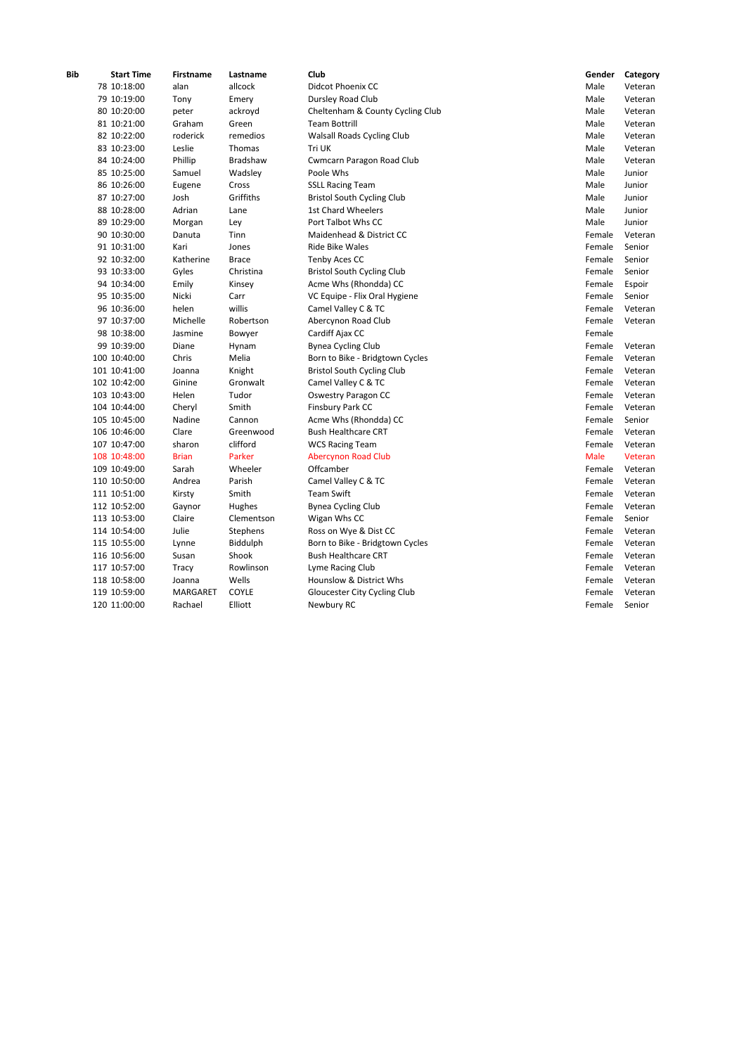| Bib | Start Time | Firstname | Lastname | Club | Gender | Category |
|---|---|---|---|---|---|---|
| 78 | 10:18:00 | alan | allcock | Didcot Phoenix CC | Male | Veteran |
| 79 | 10:19:00 | Tony | Emery | Dursley Road Club | Male | Veteran |
| 80 | 10:20:00 | peter | ackroyd | Cheltenham & County Cycling Club | Male | Veteran |
| 81 | 10:21:00 | Graham | Green | Team Bottrill | Male | Veteran |
| 82 | 10:22:00 | roderick | remedios | Walsall Roads Cycling Club | Male | Veteran |
| 83 | 10:23:00 | Leslie | Thomas | Tri UK | Male | Veteran |
| 84 | 10:24:00 | Phillip | Bradshaw | Cwmcarn Paragon Road Club | Male | Veteran |
| 85 | 10:25:00 | Samuel | Wadsley | Poole Whs | Male | Junior |
| 86 | 10:26:00 | Eugene | Cross | SSLL Racing Team | Male | Junior |
| 87 | 10:27:00 | Josh | Griffiths | Bristol South Cycling Club | Male | Junior |
| 88 | 10:28:00 | Adrian | Lane | 1st Chard Wheelers | Male | Junior |
| 89 | 10:29:00 | Morgan | Ley | Port Talbot Whs CC | Male | Junior |
| 90 | 10:30:00 | Danuta | Tinn | Maidenhead & District CC | Female | Veteran |
| 91 | 10:31:00 | Kari | Jones | Ride Bike Wales | Female | Senior |
| 92 | 10:32:00 | Katherine | Brace | Tenby Aces CC | Female | Senior |
| 93 | 10:33:00 | Gyles | Christina | Bristol South Cycling Club | Female | Senior |
| 94 | 10:34:00 | Emily | Kinsey | Acme Whs (Rhondda) CC | Female | Espoir |
| 95 | 10:35:00 | Nicki | Carr | VC Equipe - Flix Oral Hygiene | Female | Senior |
| 96 | 10:36:00 | helen | willis | Camel Valley C & TC | Female | Veteran |
| 97 | 10:37:00 | Michelle | Robertson | Abercynon Road Club | Female | Veteran |
| 98 | 10:38:00 | Jasmine | Bowyer | Cardiff Ajax CC | Female | |
| 99 | 10:39:00 | Diane | Hynam | Bynea Cycling Club | Female | Veteran |
| 100 | 10:40:00 | Chris | Melia | Born to Bike - Bridgtown Cycles | Female | Veteran |
| 101 | 10:41:00 | Joanna | Knight | Bristol South Cycling Club | Female | Veteran |
| 102 | 10:42:00 | Ginine | Gronwalt | Camel Valley C & TC | Female | Veteran |
| 103 | 10:43:00 | Helen | Tudor | Oswestry Paragon CC | Female | Veteran |
| 104 | 10:44:00 | Cheryl | Smith | Finsbury Park CC | Female | Veteran |
| 105 | 10:45:00 | Nadine | Cannon | Acme Whs (Rhondda) CC | Female | Senior |
| 106 | 10:46:00 | Clare | Greenwood | Bush Healthcare CRT | Female | Veteran |
| 107 | 10:47:00 | sharon | clifford | WCS Racing Team | Female | Veteran |
| 108 | 10:48:00 | Brian | Parker | Abercynon Road Club | Male | Veteran |
| 109 | 10:49:00 | Sarah | Wheeler | Offcamber | Female | Veteran |
| 110 | 10:50:00 | Andrea | Parish | Camel Valley C & TC | Female | Veteran |
| 111 | 10:51:00 | Kirsty | Smith | Team Swift | Female | Veteran |
| 112 | 10:52:00 | Gaynor | Hughes | Bynea Cycling Club | Female | Veteran |
| 113 | 10:53:00 | Claire | Clementson | Wigan Whs CC | Female | Senior |
| 114 | 10:54:00 | Julie | Stephens | Ross on Wye & Dist CC | Female | Veteran |
| 115 | 10:55:00 | Lynne | Biddulph | Born to Bike - Bridgtown Cycles | Female | Veteran |
| 116 | 10:56:00 | Susan | Shook | Bush Healthcare CRT | Female | Veteran |
| 117 | 10:57:00 | Tracy | Rowlinson | Lyme Racing Club | Female | Veteran |
| 118 | 10:58:00 | Joanna | Wells | Hounslow & District Whs | Female | Veteran |
| 119 | 10:59:00 | MARGARET | COYLE | Gloucester City Cycling Club | Female | Veteran |
| 120 | 11:00:00 | Rachael | Elliott | Newbury RC | Female | Senior |